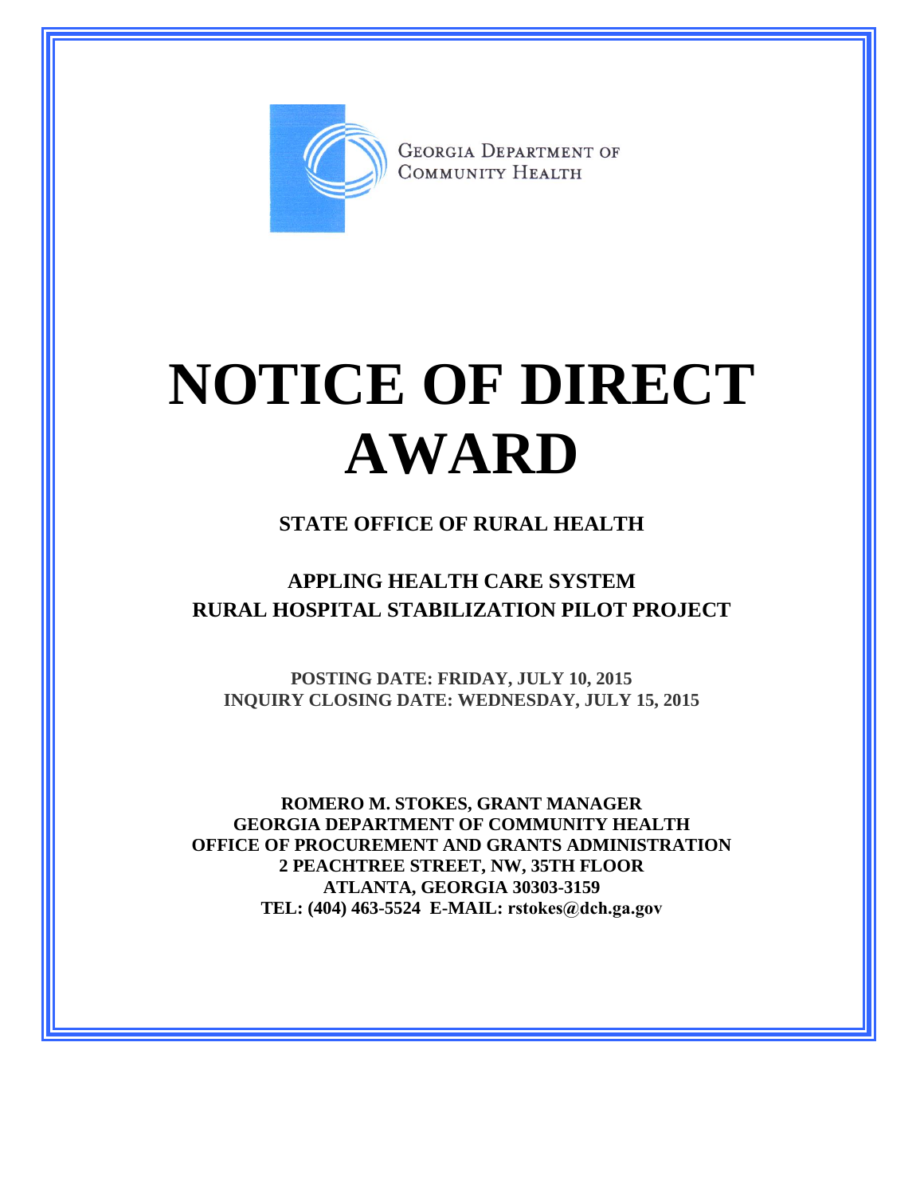GEORGIA DEPARTMENT OF COMMUNITY HEALTH

# NOTICE OF DIRECT AWARD

## STATE OFFICE OF RURAL HEALTH

## APPLING HEALTH CARE SYSTEM
## RURAL HOSPITAL STABILIZATION PILOT PROJECT

**POSTING DATE: FRIDAY, JULY 10, 2015**
**INQUIRY CLOSING DATE: WEDNESDAY, JULY 15, 2015**

**ROMERO M. STOKES, GRANT MANAGER**
**GEORGIA DEPARTMENT OF COMMUNITY HEALTH**
**OFFICE OF PROCUREMENT AND GRANTS ADMINISTRATION**
**2 PEACHTREE STREET, NW, 35TH FLOOR**
**ATLANTA, GEORGIA 30303-3159**
**TEL: (404) 463-5524 E-MAIL: rstokes@dch.ga.gov**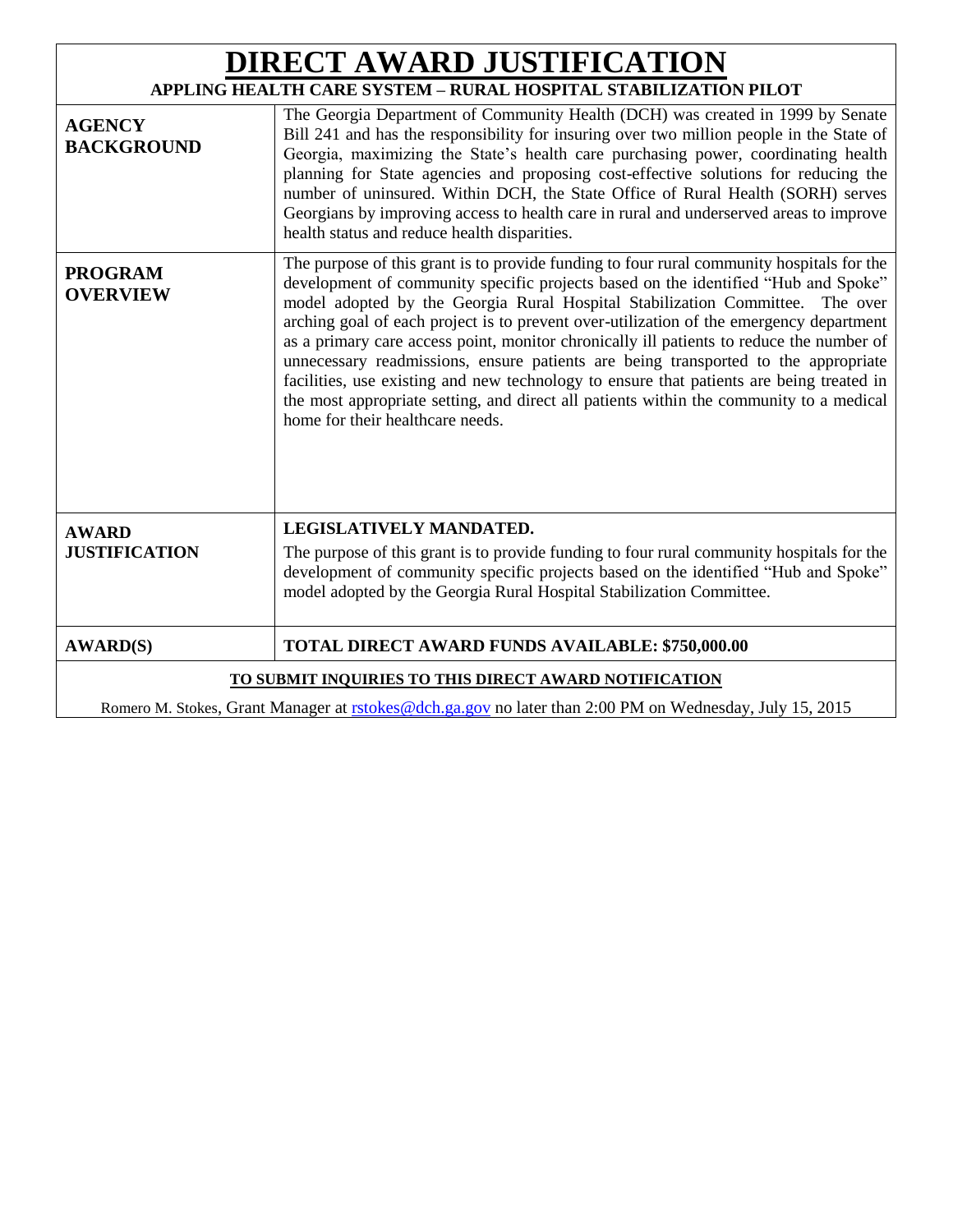# DIRECT AWARD JUSTIFICATION

## APPLING HEALTH CARE SYSTEM – RURAL HOSPITAL STABILIZATION PILOT

| | |
|---|---|
| **AGENCY BACKGROUND** | The Georgia Department of Community Health (DCH) was created in 1999 by Senate Bill 241 and has the responsibility for insuring over two million people in the State of Georgia, maximizing the State's health care purchasing power, coordinating health planning for State agencies and proposing cost-effective solutions for reducing the number of uninsured. Within DCH, the State Office of Rural Health (SORH) serves Georgians by improving access to health care in rural and underserved areas to improve health status and reduce health disparities. |
| **PROGRAM OVERVIEW** | The purpose of this grant is to provide funding to four rural community hospitals for the development of community specific projects based on the identified "Hub and Spoke" model adopted by the Georgia Rural Hospital Stabilization Committee. The over arching goal of each project is to prevent over-utilization of the emergency department as a primary care access point, monitor chronically ill patients to reduce the number of unnecessary readmissions, ensure patients are being transported to the appropriate facilities, use existing and new technology to ensure that patients are being treated in the most appropriate setting, and direct all patients within the community to a medical home for their healthcare needs. |
| **AWARD JUSTIFICATION** | **LEGISLATIVELY MANDATED.** The purpose of this grant is to provide funding to four rural community hospitals for the development of community specific projects based on the identified "Hub and Spoke" model adopted by the Georgia Rural Hospital Stabilization Committee. |
| **AWARD(S)** | **TOTAL DIRECT AWARD FUNDS AVAILABLE: $750,000.00** |

**TO SUBMIT INQUIRIES TO THIS DIRECT AWARD NOTIFICATION**

Romero M. Stokes, Grant Manager at rstokes@dch.ga.gov no later than 2:00 PM on Wednesday, July 15, 2015